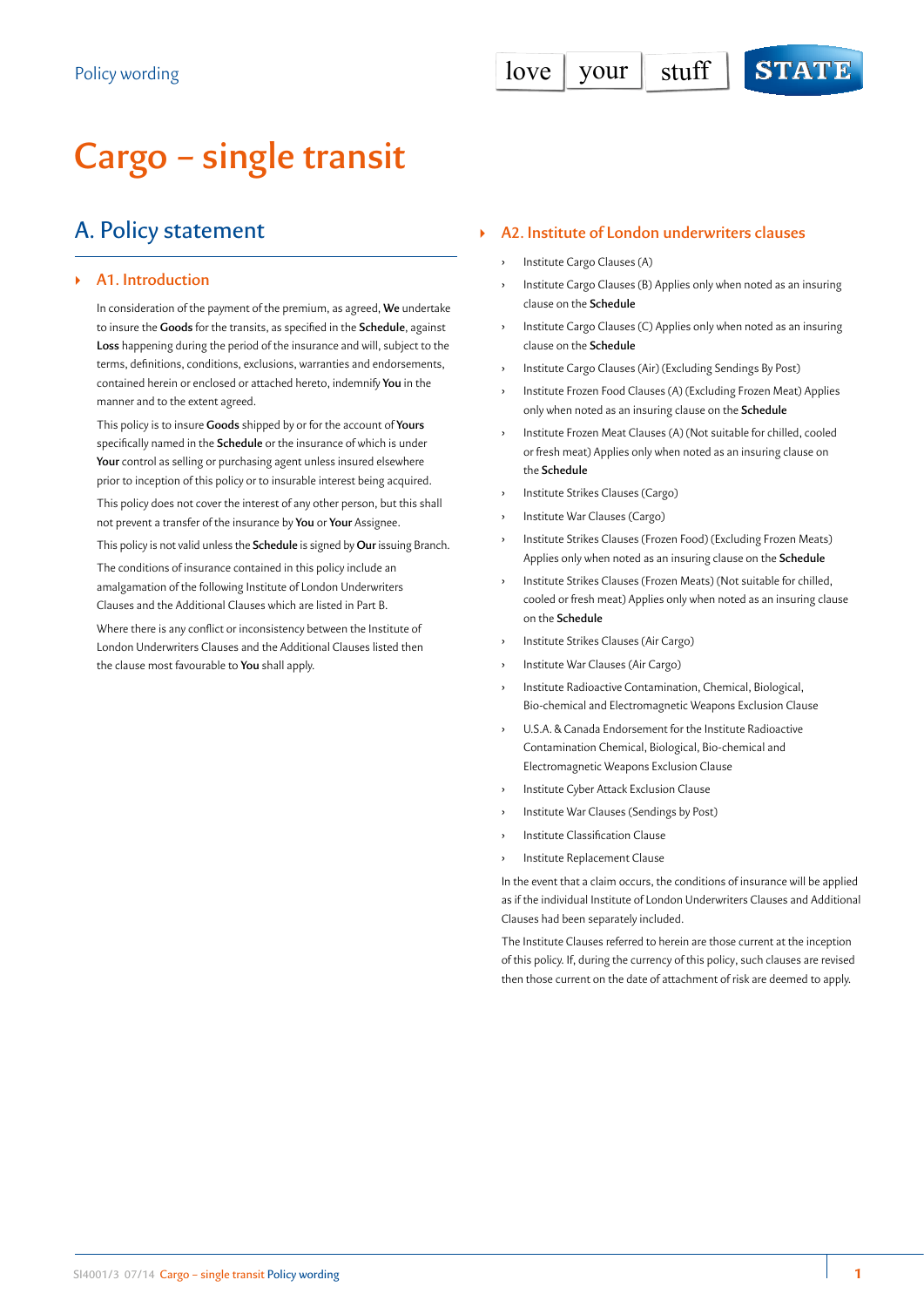Policy wording

# Cargo – single transit

## A. Policy statement

### A1. Introduction

In consideration of the payment of the premium, as agreed, **We** undertake to insure the **Goods** for the transits, as specified in the **Schedule**, against **Loss** happening during the period of the insurance and will, subject to the terms, definitions, conditions, exclusions, warranties and endorsements, contained herein or enclosed or attached hereto, indemnify **You** in the manner and to the extent agreed.

This policy is to insure **Goods** shipped by or for the account of **Yours** specifically named in the **Schedule** or the insurance of which is under **Your** control as selling or purchasing agent unless insured elsewhere prior to inception of this policy or to insurable interest being acquired.

This policy does not cover the interest of any other person, but this shall not prevent a transfer of the insurance by **You** or **Your** Assignee.

This policy is not valid unless the **Schedule** is signed by **Our** issuing Branch.

The conditions of insurance contained in this policy include an amalgamation of the following Institute of London Underwriters Clauses and the Additional Clauses which are listed in Part B.

Where there is any conflict or inconsistency between the Institute of London Underwriters Clauses and the Additional Clauses listed then the clause most favourable to **You** shall apply.

### A2. Institute of London underwriters clauses

- Institute Cargo Clauses (A)
- Institute Cargo Clauses (B) Applies only when noted as an insuring clause on the **Schedule**
- Institute Cargo Clauses (C) Applies only when noted as an insuring clause on the **Schedule**
- Institute Cargo Clauses (Air) (Excluding Sendings By Post)
- Institute Frozen Food Clauses (A) (Excluding Frozen Meat) Applies only when noted as an insuring clause on the **Schedule**
- Institute Frozen Meat Clauses (A) (Not suitable for chilled, cooled or fresh meat) Applies only when noted as an insuring clause on the **Schedule**
- Institute Strikes Clauses (Cargo)
- Institute War Clauses (Cargo)
- Institute Strikes Clauses (Frozen Food) (Excluding Frozen Meats) Applies only when noted as an insuring clause on the **Schedule**
- Institute Strikes Clauses (Frozen Meats) (Not suitable for chilled, cooled or fresh meat) Applies only when noted as an insuring clause on the **Schedule**
- Institute Strikes Clauses (Air Cargo)
- Institute War Clauses (Air Cargo)
- Institute Radioactive Contamination, Chemical, Biological, Bio-chemical and Electromagnetic Weapons Exclusion Clause
- U.S.A. & Canada Endorsement for the Institute Radioactive Contamination Chemical, Biological, Bio-chemical and Electromagnetic Weapons Exclusion Clause
- Institute Cyber Attack Exclusion Clause
- Institute War Clauses (Sendings by Post)
- Institute Classification Clause
- Institute Replacement Clause

In the event that a claim occurs, the conditions of insurance will be applied as if the individual Institute of London Underwriters Clauses and Additional Clauses had been separately included.

The Institute Clauses referred to herein are those current at the inception of this policy. If, during the currency of this policy, such clauses are revised then those current on the date of attachment of risk are deemed to apply.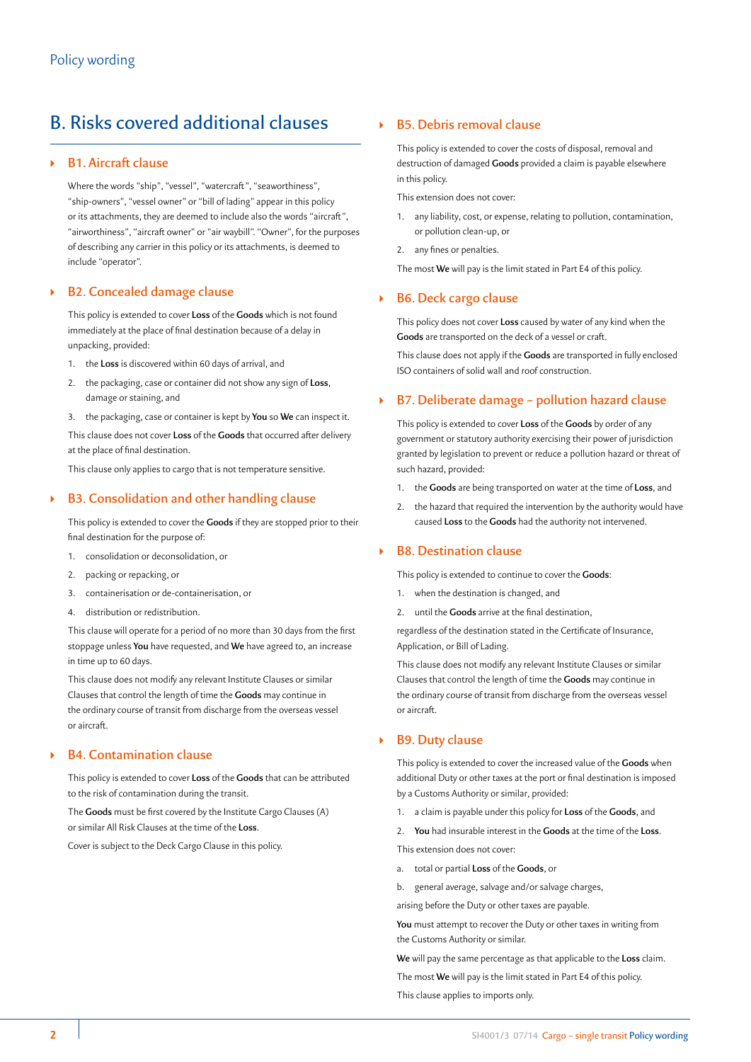# B. Risks covered additional clauses

## B1. Aircraft clause

Where the words "ship", "vessel", "watercraft", "seaworthiness", "ship-owners", "vessel owner" or "bill of lading" appear in this policy or its attachments, they are deemed to include also the words "aircraft", "airworthiness", "aircraft owner" or "air waybill". "Owner", for the purposes of describing any carrier in this policy or its attachments, is deemed to include "operator".

## B2. Concealed damage clause

This policy is extended to cover **Loss** of the **Goods** which is not found immediately at the place of final destination because of a delay in unpacking, provided:

1. the **Loss** is discovered within 60 days of arrival, and
2. the packaging, case or container did not show any sign of **Loss**, damage or staining, and
3. the packaging, case or container is kept by **You** so **We** can inspect it.

This clause does not cover **Loss** of the **Goods** that occurred after delivery at the place of final destination.

This clause only applies to cargo that is not temperature sensitive.

## B3. Consolidation and other handling clause

This policy is extended to cover the **Goods** if they are stopped prior to their final destination for the purpose of:

1. consolidation or deconsolidation, or
2. packing or repacking, or
3. containerisation or de-containerisation, or
4. distribution or redistribution.

This clause will operate for a period of no more than 30 days from the first stoppage unless **You** have requested, and **We** have agreed to, an increase in time up to 60 days.

This clause does not modify any relevant Institute Clauses or similar Clauses that control the length of time the **Goods** may continue in the ordinary course of transit from discharge from the overseas vessel or aircraft.

## B4. Contamination clause

This policy is extended to cover **Loss** of the **Goods** that can be attributed to the risk of contamination during the transit.

The **Goods** must be first covered by the Institute Cargo Clauses (A) or similar All Risk Clauses at the time of the **Loss**.

Cover is subject to the Deck Cargo Clause in this policy.

## B5. Debris removal clause

This policy is extended to cover the costs of disposal, removal and destruction of damaged **Goods** provided a claim is payable elsewhere in this policy.

This extension does not cover:

1. any liability, cost, or expense, relating to pollution, contamination, or pollution clean-up, or
2. any fines or penalties.

The most **We** will pay is the limit stated in Part E4 of this policy.

## B6. Deck cargo clause

This policy does not cover **Loss** caused by water of any kind when the **Goods** are transported on the deck of a vessel or craft.

This clause does not apply if the **Goods** are transported in fully enclosed ISO containers of solid wall and roof construction.

## B7. Deliberate damage – pollution hazard clause

This policy is extended to cover **Loss** of the **Goods** by order of any government or statutory authority exercising their power of jurisdiction granted by legislation to prevent or reduce a pollution hazard or threat of such hazard, provided:

1. the **Goods** are being transported on water at the time of **Loss**, and
2. the hazard that required the intervention by the authority would have caused **Loss** to the **Goods** had the authority not intervened.

## B8. Destination clause

This policy is extended to continue to cover the **Goods**:

1. when the destination is changed, and
2. until the **Goods** arrive at the final destination,

regardless of the destination stated in the Certificate of Insurance, Application, or Bill of Lading.

This clause does not modify any relevant Institute Clauses or similar Clauses that control the length of time the **Goods** may continue in the ordinary course of transit from discharge from the overseas vessel or aircraft.

## B9. Duty clause

This policy is extended to cover the increased value of the **Goods** when additional Duty or other taxes at the port or final destination is imposed by a Customs Authority or similar, provided:

1. a claim is payable under this policy for **Loss** of the **Goods**, and
2. **You** had insurable interest in the **Goods** at the time of the **Loss**.

This extension does not cover:

a. total or partial **Loss** of the **Goods**, or

b. general average, salvage and/or salvage charges,

arising before the Duty or other taxes are payable.

**You** must attempt to recover the Duty or other taxes in writing from the Customs Authority or similar.

**We** will pay the same percentage as that applicable to the **Loss** claim.

The most **We** will pay is the limit stated in Part E4 of this policy.

This clause applies to imports only.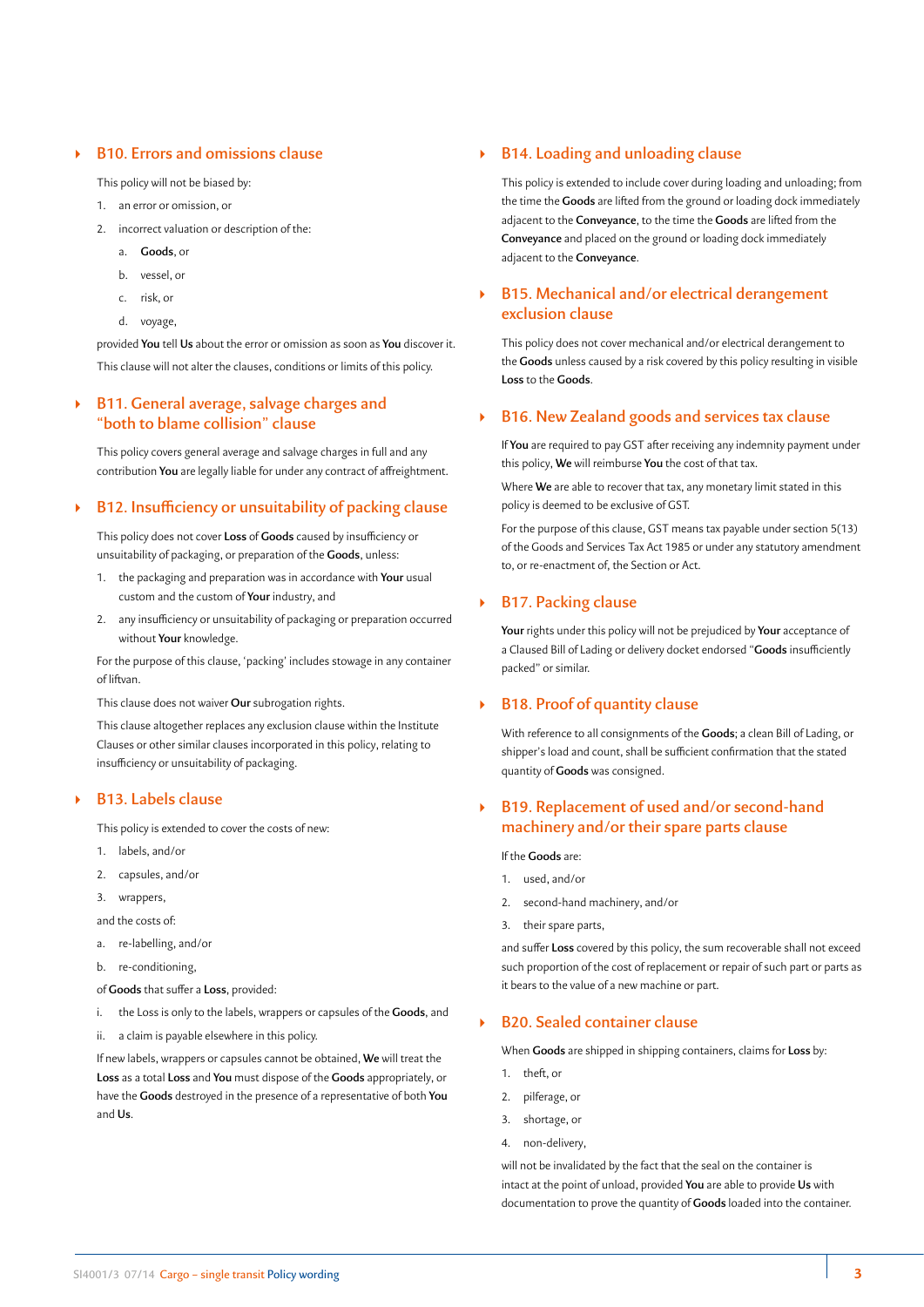## B10. Errors and omissions clause

This policy will not be biased by:

1. an error or omission, or
2. incorrect valuation or description of the:
   a. **Goods**, or
   b. vessel, or
   c. risk, or
   d. voyage,

provided **You** tell **Us** about the error or omission as soon as **You** discover it.

This clause will not alter the clauses, conditions or limits of this policy.

## B11. General average, salvage charges and "both to blame collision" clause

This policy covers general average and salvage charges in full and any contribution **You** are legally liable for under any contract of affreightment.

## B12. Insufficiency or unsuitability of packing clause

This policy does not cover **Loss** of **Goods** caused by insufficiency or unsuitability of packaging, or preparation of the **Goods**, unless:

1. the packaging and preparation was in accordance with **Your** usual custom and the custom of **Your** industry, and
2. any insufficiency or unsuitability of packaging or preparation occurred without **Your** knowledge.

For the purpose of this clause, 'packing' includes stowage in any container of liftvan.

This clause does not waiver **Our** subrogation rights.

This clause altogether replaces any exclusion clause within the Institute Clauses or other similar clauses incorporated in this policy, relating to insufficiency or unsuitability of packaging.

## B13. Labels clause

This policy is extended to cover the costs of new:

1. labels, and/or
2. capsules, and/or
3. wrappers,

and the costs of:

a. re-labelling, and/or
b. re-conditioning,

of **Goods** that suffer a **Loss**, provided:

i. the Loss is only to the labels, wrappers or capsules of the **Goods**, and
ii. a claim is payable elsewhere in this policy.

If new labels, wrappers or capsules cannot be obtained, **We** will treat the **Loss** as a total **Loss** and **You** must dispose of the **Goods** appropriately, or have the **Goods** destroyed in the presence of a representative of both **You** and **Us**.

## B14. Loading and unloading clause

This policy is extended to include cover during loading and unloading; from the time the **Goods** are lifted from the ground or loading dock immediately adjacent to the **Conveyance**, to the time the **Goods** are lifted from the **Conveyance** and placed on the ground or loading dock immediately adjacent to the **Conveyance**.

## B15. Mechanical and/or electrical derangement exclusion clause

This policy does not cover mechanical and/or electrical derangement to the **Goods** unless caused by a risk covered by this policy resulting in visible **Loss** to the **Goods**.

## B16. New Zealand goods and services tax clause

If **You** are required to pay GST after receiving any indemnity payment under this policy, **We** will reimburse **You** the cost of that tax.

Where **We** are able to recover that tax, any monetary limit stated in this policy is deemed to be exclusive of GST.

For the purpose of this clause, GST means tax payable under section 5(13) of the Goods and Services Tax Act 1985 or under any statutory amendment to, or re-enactment of, the Section or Act.

## B17. Packing clause

**Your** rights under this policy will not be prejudiced by **Your** acceptance of a Claused Bill of Lading or delivery docket endorsed "**Goods** insufficiently packed" or similar.

## B18. Proof of quantity clause

With reference to all consignments of the **Goods**; a clean Bill of Lading, or shipper's load and count, shall be sufficient confirmation that the stated quantity of **Goods** was consigned.

## B19. Replacement of used and/or second-hand machinery and/or their spare parts clause

If the **Goods** are:

1. used, and/or
2. second-hand machinery, and/or
3. their spare parts,

and suffer **Loss** covered by this policy, the sum recoverable shall not exceed such proportion of the cost of replacement or repair of such part or parts as it bears to the value of a new machine or part.

## B20. Sealed container clause

When **Goods** are shipped in shipping containers, claims for **Loss** by:

1. theft, or
2. pilferage, or
3. shortage, or
4. non-delivery,

will not be invalidated by the fact that the seal on the container is intact at the point of unload, provided **You** are able to provide **Us** with documentation to prove the quantity of **Goods** loaded into the container.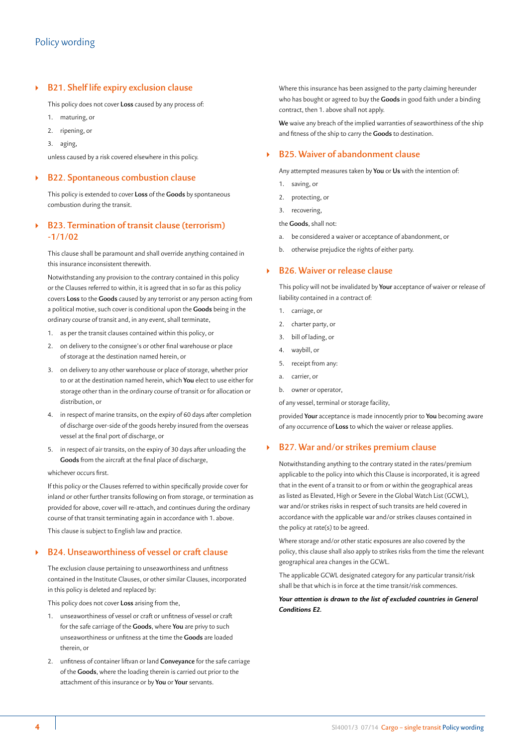### B21. Shelf life expiry exclusion clause

This policy does not cover **Loss** caused by any process of:

1. maturing, or
2. ripening, or
3. aging,

unless caused by a risk covered elsewhere in this policy.

### B22. Spontaneous combustion clause

This policy is extended to cover **Loss** of the **Goods** by spontaneous combustion during the transit.

### B23. Termination of transit clause (terrorism) -1/1/02

This clause shall be paramount and shall override anything contained in this insurance inconsistent therewith.

Notwithstanding any provision to the contrary contained in this policy or the Clauses referred to within, it is agreed that in so far as this policy covers **Loss** to the **Goods** caused by any terrorist or any person acting from a political motive, such cover is conditional upon the **Goods** being in the ordinary course of transit and, in any event, shall terminate,

1. as per the transit clauses contained within this policy, or
2. on delivery to the consignee's or other final warehouse or place of storage at the destination named herein, or
3. on delivery to any other warehouse or place of storage, whether prior to or at the destination named herein, which **You** elect to use either for storage other than in the ordinary course of transit or for allocation or distribution, or
4. in respect of marine transits, on the expiry of 60 days after completion of discharge over-side of the goods hereby insured from the overseas vessel at the final port of discharge, or
5. in respect of air transits, on the expiry of 30 days after unloading the **Goods** from the aircraft at the final place of discharge,

whichever occurs first.

If this policy or the Clauses referred to within specifically provide cover for inland or other further transits following on from storage, or termination as provided for above, cover will re-attach, and continues during the ordinary course of that transit terminating again in accordance with 1. above.

This clause is subject to English law and practice.

### B24. Unseaworthiness of vessel or craft clause

The exclusion clause pertaining to unseaworthiness and unfitness contained in the Institute Clauses, or other similar Clauses, incorporated in this policy is deleted and replaced by:

This policy does not cover **Loss** arising from the,

1. unseaworthiness of vessel or craft or unfitness of vessel or craft for the safe carriage of the **Goods**, where **You** are privy to such unseaworthiness or unfitness at the time the **Goods** are loaded therein, or
2. unfitness of container liftvan or land **Conveyance** for the safe carriage of the **Goods**, where the loading therein is carried out prior to the attachment of this insurance or by **You** or **Your** servants.

Where this insurance has been assigned to the party claiming hereunder who has bought or agreed to buy the **Goods** in good faith under a binding contract, then 1. above shall not apply.

**We** waive any breach of the implied warranties of seaworthiness of the ship and fitness of the ship to carry the **Goods** to destination.

### B25. Waiver of abandonment clause

Any attempted measures taken by **You** or **Us** with the intention of:

1. saving, or
2. protecting, or
3. recovering,

the **Goods**, shall not:

a. be considered a waiver or acceptance of abandonment, or

b. otherwise prejudice the rights of either party.

### B26. Waiver or release clause

This policy will not be invalidated by **Your** acceptance of waiver or release of liability contained in a contract of:

1. carriage, or
2. charter party, or
3. bill of lading, or
4. waybill, or
5. receipt from any:

a. carrier, or

b. owner or operator,

of any vessel, terminal or storage facility,

provided **Your** acceptance is made innocently prior to **You** becoming aware of any occurrence of **Loss** to which the waiver or release applies.

### B27. War and/or strikes premium clause

Notwithstanding anything to the contrary stated in the rates/premium applicable to the policy into which this Clause is incorporated, it is agreed that in the event of a transit to or from or within the geographical areas as listed as Elevated, High or Severe in the Global Watch List (GCWL), war and/or strikes risks in respect of such transits are held covered in accordance with the applicable war and/or strikes clauses contained in the policy at rate(s) to be agreed.

Where storage and/or other static exposures are also covered by the policy, this clause shall also apply to strikes risks from the time the relevant geographical area changes in the GCWL.

The applicable GCWL designated category for any particular transit/risk shall be that which is in force at the time transit/risk commences.

***Your attention is drawn to the list of excluded countries in General Conditions E2.***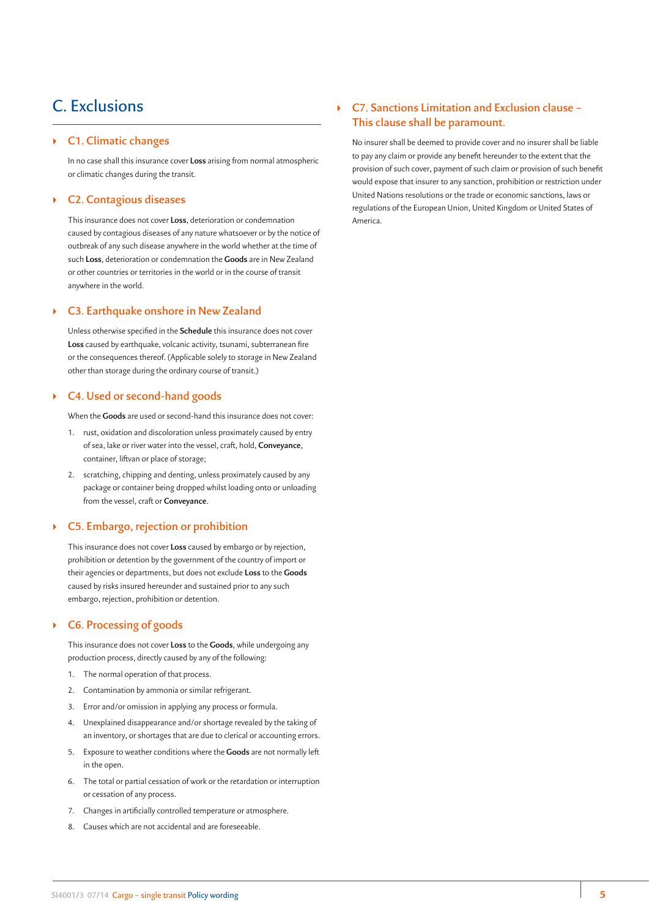# C. Exclusions

## C1. Climatic changes

In no case shall this insurance cover **Loss** arising from normal atmospheric or climatic changes during the transit.

## C2. Contagious diseases

This insurance does not cover **Loss**, deterioration or condemnation caused by contagious diseases of any nature whatsoever or by the notice of outbreak of any such disease anywhere in the world whether at the time of such **Loss**, deterioration or condemnation the **Goods** are in New Zealand or other countries or territories in the world or in the course of transit anywhere in the world.

## C3. Earthquake onshore in New Zealand

Unless otherwise specified in the **Schedule** this insurance does not cover **Loss** caused by earthquake, volcanic activity, tsunami, subterranean fire or the consequences thereof. (Applicable solely to storage in New Zealand other than storage during the ordinary course of transit.)

## C4. Used or second-hand goods

When the **Goods** are used or second-hand this insurance does not cover:

1. rust, oxidation and discoloration unless proximately caused by entry of sea, lake or river water into the vessel, craft, hold, **Conveyance**, container, liftvan or place of storage;
2. scratching, chipping and denting, unless proximately caused by any package or container being dropped whilst loading onto or unloading from the vessel, craft or **Conveyance**.

## C5. Embargo, rejection or prohibition

This insurance does not cover **Loss** caused by embargo or by rejection, prohibition or detention by the government of the country of import or their agencies or departments, but does not exclude **Loss** to the **Goods** caused by risks insured hereunder and sustained prior to any such embargo, rejection, prohibition or detention.

## C6. Processing of goods

This insurance does not cover **Loss** to the **Goods**, while undergoing any production process, directly caused by any of the following:

1. The normal operation of that process.
2. Contamination by ammonia or similar refrigerant.
3. Error and/or omission in applying any process or formula.
4. Unexplained disappearance and/or shortage revealed by the taking of an inventory, or shortages that are due to clerical or accounting errors.
5. Exposure to weather conditions where the **Goods** are not normally left in the open.
6. The total or partial cessation of work or the retardation or interruption or cessation of any process.
7. Changes in artificially controlled temperature or atmosphere.
8. Causes which are not accidental and are foreseeable.

## C7. Sanctions Limitation and Exclusion clause – This clause shall be paramount.

No insurer shall be deemed to provide cover and no insurer shall be liable to pay any claim or provide any benefit hereunder to the extent that the provision of such cover, payment of such claim or provision of such benefit would expose that insurer to any sanction, prohibition or restriction under United Nations resolutions or the trade or economic sanctions, laws or regulations of the European Union, United Kingdom or United States of America.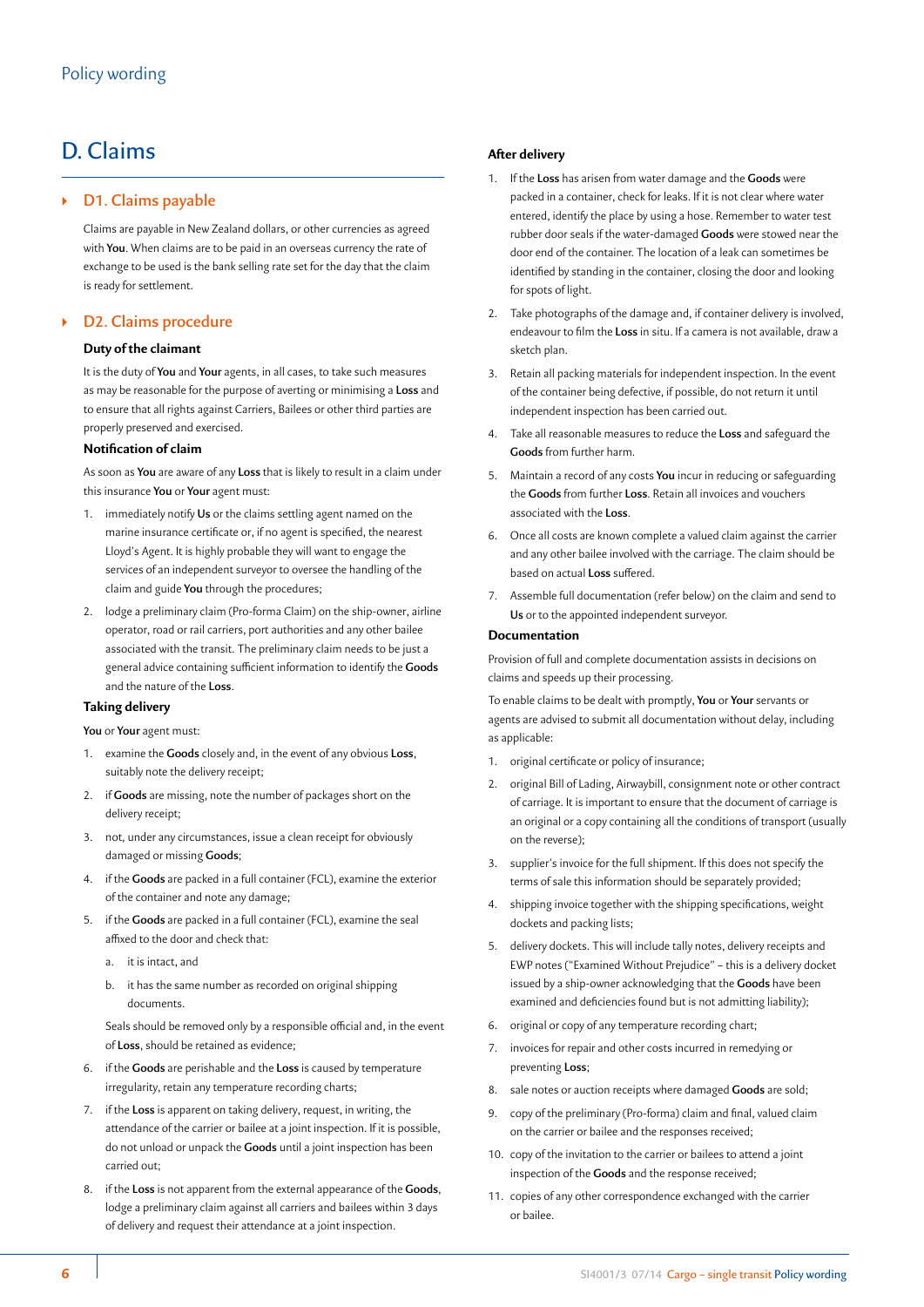# D. Claims

## D1. Claims payable

Claims are payable in New Zealand dollars, or other currencies as agreed with **You**. When claims are to be paid in an overseas currency the rate of exchange to be used is the bank selling rate set for the day that the claim is ready for settlement.

## D2. Claims procedure

### Duty of the claimant

It is the duty of **You** and **Your** agents, in all cases, to take such measures as may be reasonable for the purpose of averting or minimising a **Loss** and to ensure that all rights against Carriers, Bailees or other third parties are properly preserved and exercised.

### Notification of claim

As soon as **You** are aware of any **Loss** that is likely to result in a claim under this insurance **You** or **Your** agent must:

1. immediately notify **Us** or the claims settling agent named on the marine insurance certificate or, if no agent is specified, the nearest Lloyd's Agent. It is highly probable they will want to engage the services of an independent surveyor to oversee the handling of the claim and guide **You** through the procedures;
2. lodge a preliminary claim (Pro-forma Claim) on the ship-owner, airline operator, road or rail carriers, port authorities and any other bailee associated with the transit. The preliminary claim needs to be just a general advice containing sufficient information to identify the **Goods** and the nature of the **Loss**.

### Taking delivery

**You** or **Your** agent must:

1. examine the **Goods** closely and, in the event of any obvious **Loss**, suitably note the delivery receipt;
2. if **Goods** are missing, note the number of packages short on the delivery receipt;
3. not, under any circumstances, issue a clean receipt for obviously damaged or missing **Goods**;
4. if the **Goods** are packed in a full container (FCL), examine the exterior of the container and note any damage;
5. if the **Goods** are packed in a full container (FCL), examine the seal affixed to the door and check that:
   a. it is intact, and
   b. it has the same number as recorded on original shipping documents.

   Seals should be removed only by a responsible official and, in the event of **Loss**, should be retained as evidence;
6. if the **Goods** are perishable and the **Loss** is caused by temperature irregularity, retain any temperature recording charts;
7. if the **Loss** is apparent on taking delivery, request, in writing, the attendance of the carrier or bailee at a joint inspection. If it is possible, do not unload or unpack the **Goods** until a joint inspection has been carried out;
8. if the **Loss** is not apparent from the external appearance of the **Goods**, lodge a preliminary claim against all carriers and bailees within 3 days of delivery and request their attendance at a joint inspection.

### After delivery

1. If the **Loss** has arisen from water damage and the **Goods** were packed in a container, check for leaks. If it is not clear where water entered, identify the place by using a hose. Remember to water test rubber door seals if the water-damaged **Goods** were stowed near the door end of the container. The location of a leak can sometimes be identified by standing in the container, closing the door and looking for spots of light.
2. Take photographs of the damage and, if container delivery is involved, endeavour to film the **Loss** in situ. If a camera is not available, draw a sketch plan.
3. Retain all packing materials for independent inspection. In the event of the container being defective, if possible, do not return it until independent inspection has been carried out.
4. Take all reasonable measures to reduce the **Loss** and safeguard the **Goods** from further harm.
5. Maintain a record of any costs **You** incur in reducing or safeguarding the **Goods** from further **Loss**. Retain all invoices and vouchers associated with the **Loss**.
6. Once all costs are known complete a valued claim against the carrier and any other bailee involved with the carriage. The claim should be based on actual **Loss** suffered.
7. Assemble full documentation (refer below) on the claim and send to **Us** or to the appointed independent surveyor.

### Documentation

Provision of full and complete documentation assists in decisions on claims and speeds up their processing.

To enable claims to be dealt with promptly, **You** or **Your** servants or agents are advised to submit all documentation without delay, including as applicable:

1. original certificate or policy of insurance;
2. original Bill of Lading, Airwaybill, consignment note or other contract of carriage. It is important to ensure that the document of carriage is an original or a copy containing all the conditions of transport (usually on the reverse);
3. supplier's invoice for the full shipment. If this does not specify the terms of sale this information should be separately provided;
4. shipping invoice together with the shipping specifications, weight dockets and packing lists;
5. delivery dockets. This will include tally notes, delivery receipts and EWP notes ("Examined Without Prejudice" – this is a delivery docket issued by a ship-owner acknowledging that the **Goods** have been examined and deficiencies found but is not admitting liability);
6. original or copy of any temperature recording chart;
7. invoices for repair and other costs incurred in remedying or preventing **Loss**;
8. sale notes or auction receipts where damaged **Goods** are sold;
9. copy of the preliminary (Pro-forma) claim and final, valued claim on the carrier or bailee and the responses received;
10. copy of the invitation to the carrier or bailees to attend a joint inspection of the **Goods** and the response received;
11. copies of any other correspondence exchanged with the carrier or bailee.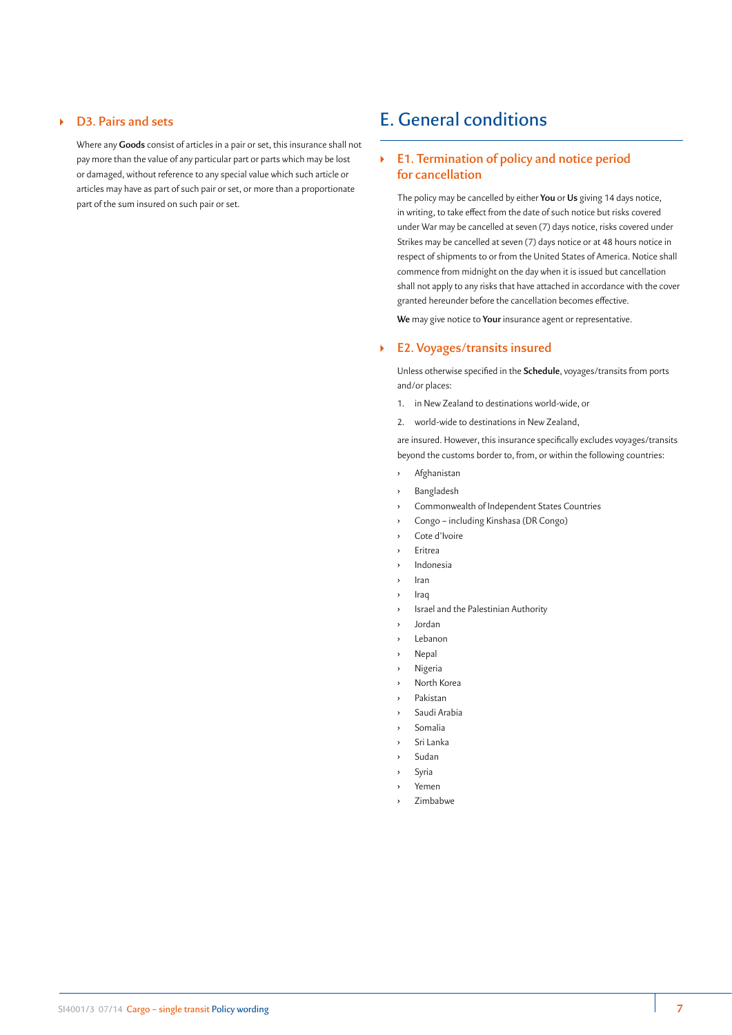### D3. Pairs and sets

Where any **Goods** consist of articles in a pair or set, this insurance shall not pay more than the value of any particular part or parts which may be lost or damaged, without reference to any special value which such article or articles may have as part of such pair or set, or more than a proportionate part of the sum insured on such pair or set.

# E. General conditions

### E1. Termination of policy and notice period for cancellation

The policy may be cancelled by either **You** or **Us** giving 14 days notice, in writing, to take effect from the date of such notice but risks covered under War may be cancelled at seven (7) days notice, risks covered under Strikes may be cancelled at seven (7) days notice or at 48 hours notice in respect of shipments to or from the United States of America. Notice shall commence from midnight on the day when it is issued but cancellation shall not apply to any risks that have attached in accordance with the cover granted hereunder before the cancellation becomes effective.

**We** may give notice to **Your** insurance agent or representative.

### E2. Voyages/transits insured

Unless otherwise specified in the **Schedule**, voyages/transits from ports and/or places:

1. in New Zealand to destinations world-wide, or
2. world-wide to destinations in New Zealand,

are insured. However, this insurance specifically excludes voyages/transits beyond the customs border to, from, or within the following countries:

- Afghanistan
- Bangladesh
- Commonwealth of Independent States Countries
- Congo – including Kinshasa (DR Congo)
- Cote d'Ivoire
- Eritrea
- Indonesia
- Iran
- Iraq
- Israel and the Palestinian Authority
- Jordan
- Lebanon
- Nepal
- Nigeria
- North Korea
- Pakistan
- Saudi Arabia
- Somalia
- Sri Lanka
- Sudan
- Syria
- Yemen
- Zimbabwe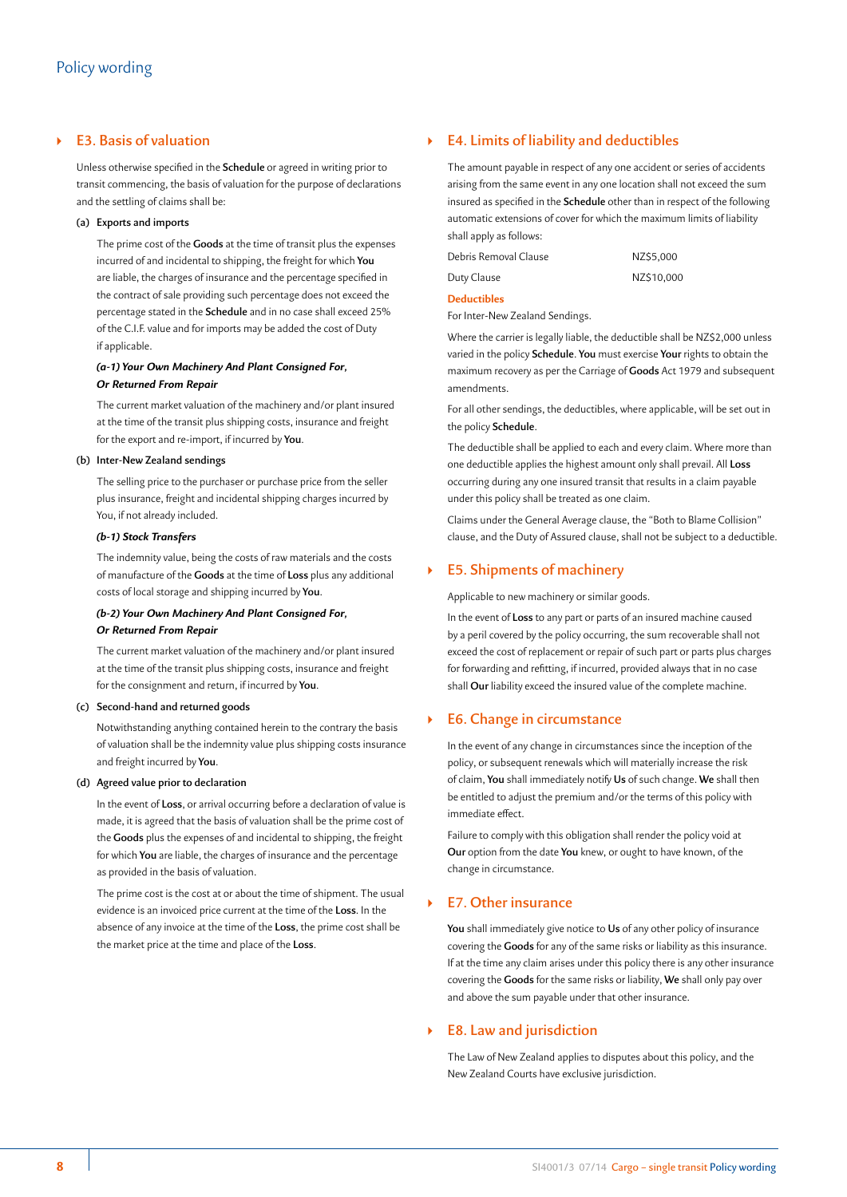## E3. Basis of valuation

Unless otherwise specified in the **Schedule** or agreed in writing prior to transit commencing, the basis of valuation for the purpose of declarations and the settling of claims shall be:

**(a) Exports and imports**

The prime cost of the **Goods** at the time of transit plus the expenses incurred of and incidental to shipping, the freight for which **You** are liable, the charges of insurance and the percentage specified in the contract of sale providing such percentage does not exceed the percentage stated in the **Schedule** and in no case shall exceed 25% of the C.I.F. value and for imports may be added the cost of Duty if applicable.

***(a-1) Your Own Machinery And Plant Consigned For, Or Returned From Repair***

The current market valuation of the machinery and/or plant insured at the time of the transit plus shipping costs, insurance and freight for the export and re-import, if incurred by **You**.

**(b) Inter-New Zealand sendings**

The selling price to the purchaser or purchase price from the seller plus insurance, freight and incidental shipping charges incurred by You, if not already included.

***(b-1) Stock Transfers***

The indemnity value, being the costs of raw materials and the costs of manufacture of the **Goods** at the time of **Loss** plus any additional costs of local storage and shipping incurred by **You**.

***(b-2) Your Own Machinery And Plant Consigned For, Or Returned From Repair***

The current market valuation of the machinery and/or plant insured at the time of the transit plus shipping costs, insurance and freight for the consignment and return, if incurred by **You**.

**(c) Second-hand and returned goods**

Notwithstanding anything contained herein to the contrary the basis of valuation shall be the indemnity value plus shipping costs insurance and freight incurred by **You**.

**(d) Agreed value prior to declaration**

In the event of **Loss**, or arrival occurring before a declaration of value is made, it is agreed that the basis of valuation shall be the prime cost of the **Goods** plus the expenses of and incidental to shipping, the freight for which **You** are liable, the charges of insurance and the percentage as provided in the basis of valuation.

The prime cost is the cost at or about the time of shipment. The usual evidence is an invoiced price current at the time of the **Loss**. In the absence of any invoice at the time of the **Loss**, the prime cost shall be the market price at the time and place of the **Loss**.

## E4. Limits of liability and deductibles

The amount payable in respect of any one accident or series of accidents arising from the same event in any one location shall not exceed the sum insured as specified in the **Schedule** other than in respect of the following automatic extensions of cover for which the maximum limits of liability shall apply as follows:

| | |
|---|---|
| Debris Removal Clause | NZ$5,000 |
| Duty Clause | NZ$10,000 |

**Deductibles**

For Inter-New Zealand Sendings.

Where the carrier is legally liable, the deductible shall be NZ$2,000 unless varied in the policy **Schedule**. **You** must exercise **Your** rights to obtain the maximum recovery as per the Carriage of **Goods** Act 1979 and subsequent amendments.

For all other sendings, the deductibles, where applicable, will be set out in the policy **Schedule**.

The deductible shall be applied to each and every claim. Where more than one deductible applies the highest amount only shall prevail. All **Loss** occurring during any one insured transit that results in a claim payable under this policy shall be treated as one claim.

Claims under the General Average clause, the "Both to Blame Collision" clause, and the Duty of Assured clause, shall not be subject to a deductible.

## E5. Shipments of machinery

Applicable to new machinery or similar goods.

In the event of **Loss** to any part or parts of an insured machine caused by a peril covered by the policy occurring, the sum recoverable shall not exceed the cost of replacement or repair of such part or parts plus charges for forwarding and refitting, if incurred, provided always that in no case shall **Our** liability exceed the insured value of the complete machine.

## E6. Change in circumstance

In the event of any change in circumstances since the inception of the policy, or subsequent renewals which will materially increase the risk of claim, **You** shall immediately notify **Us** of such change. **We** shall then be entitled to adjust the premium and/or the terms of this policy with immediate effect.

Failure to comply with this obligation shall render the policy void at **Our** option from the date **You** knew, or ought to have known, of the change in circumstance.

## E7. Other insurance

**You** shall immediately give notice to **Us** of any other policy of insurance covering the **Goods** for any of the same risks or liability as this insurance. If at the time any claim arises under this policy there is any other insurance covering the **Goods** for the same risks or liability, **We** shall only pay over and above the sum payable under that other insurance.

## E8. Law and jurisdiction

The Law of New Zealand applies to disputes about this policy, and the New Zealand Courts have exclusive jurisdiction.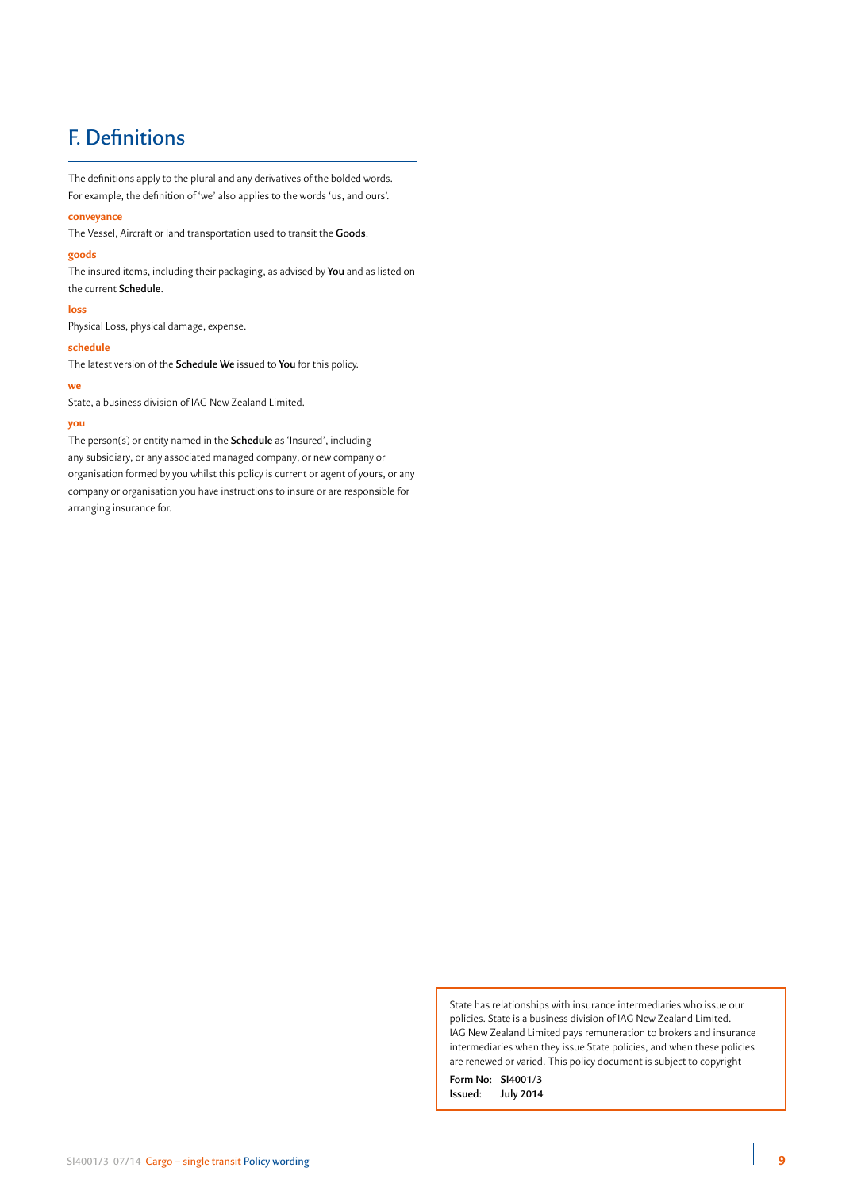# F. Definitions

The definitions apply to the plural and any derivatives of the bolded words. For example, the definition of 'we' also applies to the words 'us, and ours'.

**conveyance**

The Vessel, Aircraft or land transportation used to transit the **Goods**.

**goods**

The insured items, including their packaging, as advised by **You** and as listed on the current **Schedule**.

**loss**

Physical Loss, physical damage, expense.

**schedule**

The latest version of the **Schedule We** issued to **You** for this policy.

**we**

State, a business division of IAG New Zealand Limited.

**you**

The person(s) or entity named in the **Schedule** as 'Insured', including any subsidiary, or any associated managed company, or new company or organisation formed by you whilst this policy is current or agent of yours, or any company or organisation you have instructions to insure or are responsible for arranging insurance for.

State has relationships with insurance intermediaries who issue our policies. State is a business division of IAG New Zealand Limited. IAG New Zealand Limited pays remuneration to brokers and insurance intermediaries when they issue State policies, and when these policies are renewed or varied. This policy document is subject to copyright

**Form No: SI4001/3**
**Issued: July 2014**